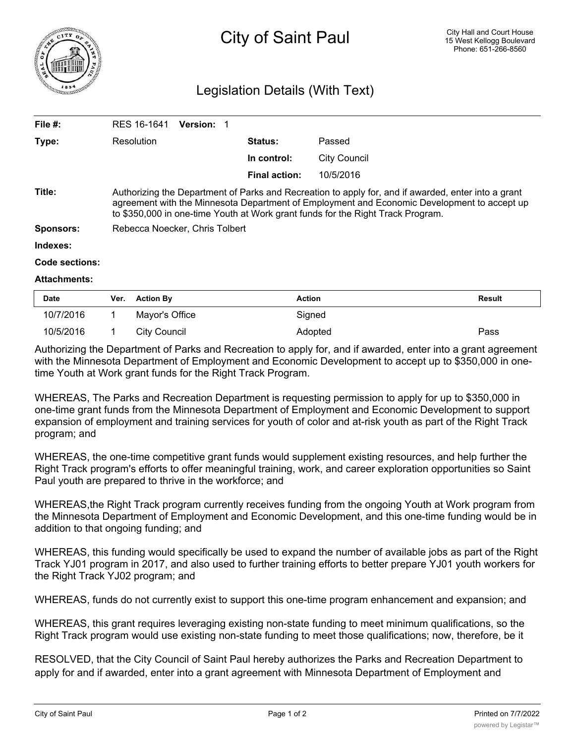# City of Saint Paul

City Hall and Court House
15 West Kellogg Boulevard
Phone: 651-266-8560

## Legislation Details (With Text)

| | | | |
|---|---|---|---|
| **File #:** | RES 16-1641 **Version:** 1 | | |
| **Type:** | Resolution | **Status:** | Passed |
| | | **In control:** | City Council |
| | | **Final action:** | 10/5/2016 |

**Title:** Authorizing the Department of Parks and Recreation to apply for, and if awarded, enter into a grant agreement with the Minnesota Department of Employment and Economic Development to accept up to $350,000 in one-time Youth at Work grant funds for the Right Track Program.

**Sponsors:** Rebecca Noecker, Chris Tolbert

**Indexes:**

**Code sections:**

**Attachments:**

| Date | Ver. | Action By | Action | Result |
|---|---|---|---|---|
| 10/7/2016 | 1 | Mayor's Office | Signed | |
| 10/5/2016 | 1 | City Council | Adopted | Pass |

Authorizing the Department of Parks and Recreation to apply for, and if awarded, enter into a grant agreement with the Minnesota Department of Employment and Economic Development to accept up to $350,000 in one-time Youth at Work grant funds for the Right Track Program.

WHEREAS, The Parks and Recreation Department is requesting permission to apply for up to $350,000 in one-time grant funds from the Minnesota Department of Employment and Economic Development to support expansion of employment and training services for youth of color and at-risk youth as part of the Right Track program; and

WHEREAS, the one-time competitive grant funds would supplement existing resources, and help further the Right Track program's efforts to offer meaningful training, work, and career exploration opportunities so Saint Paul youth are prepared to thrive in the workforce; and

WHEREAS,the Right Track program currently receives funding from the ongoing Youth at Work program from the Minnesota Department of Employment and Economic Development, and this one-time funding would be in addition to that ongoing funding; and

WHEREAS, this funding would specifically be used to expand the number of available jobs as part of the Right Track YJ01 program in 2017, and also used to further training efforts to better prepare YJ01 youth workers for the Right Track YJ02 program; and

WHEREAS, funds do not currently exist to support this one-time program enhancement and expansion; and

WHEREAS, this grant requires leveraging existing non-state funding to meet minimum qualifications, so the Right Track program would use existing non-state funding to meet those qualifications; now, therefore, be it

RESOLVED, that the City Council of Saint Paul hereby authorizes the Parks and Recreation Department to apply for and if awarded, enter into a grant agreement with Minnesota Department of Employment and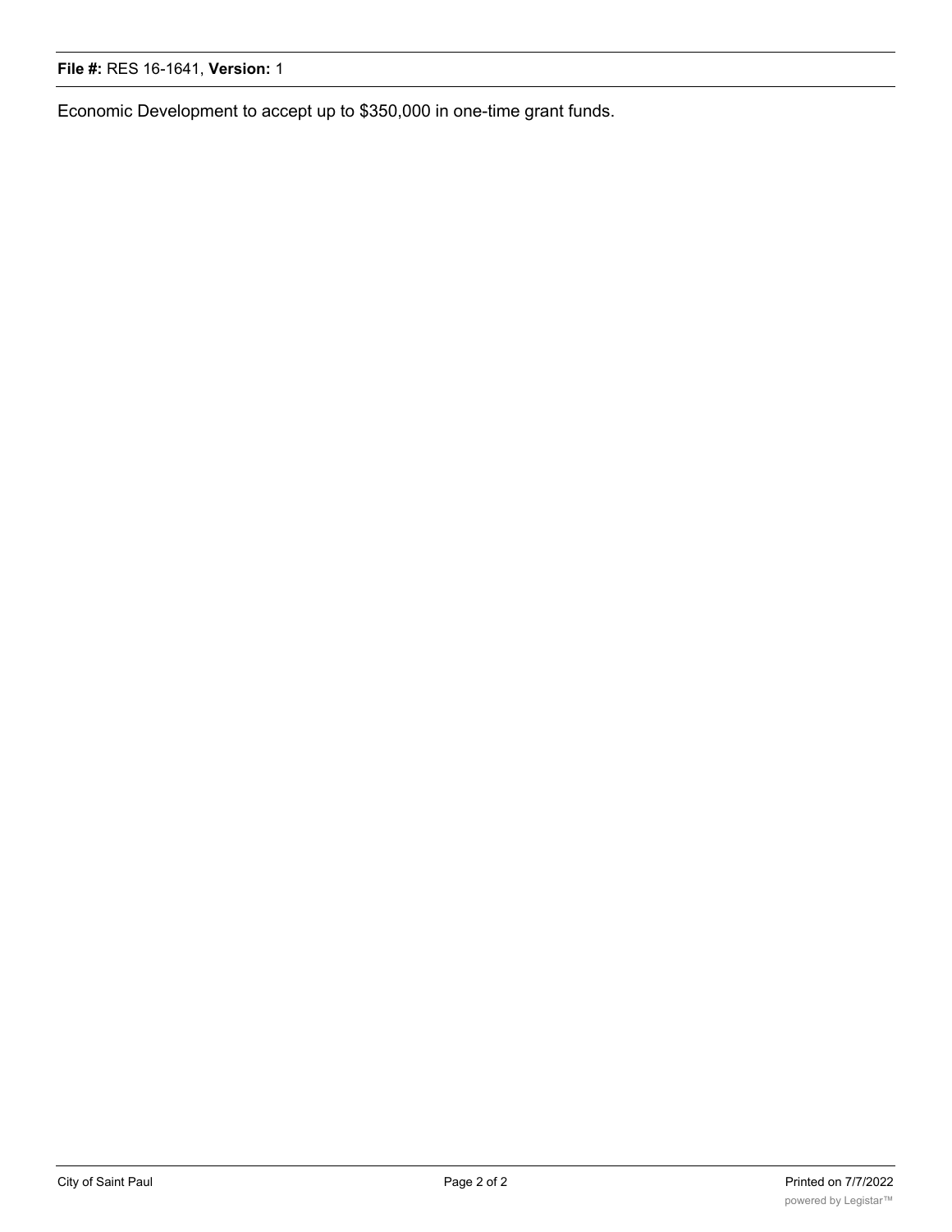Economic Development to accept up to $350,000 in one-time grant funds.